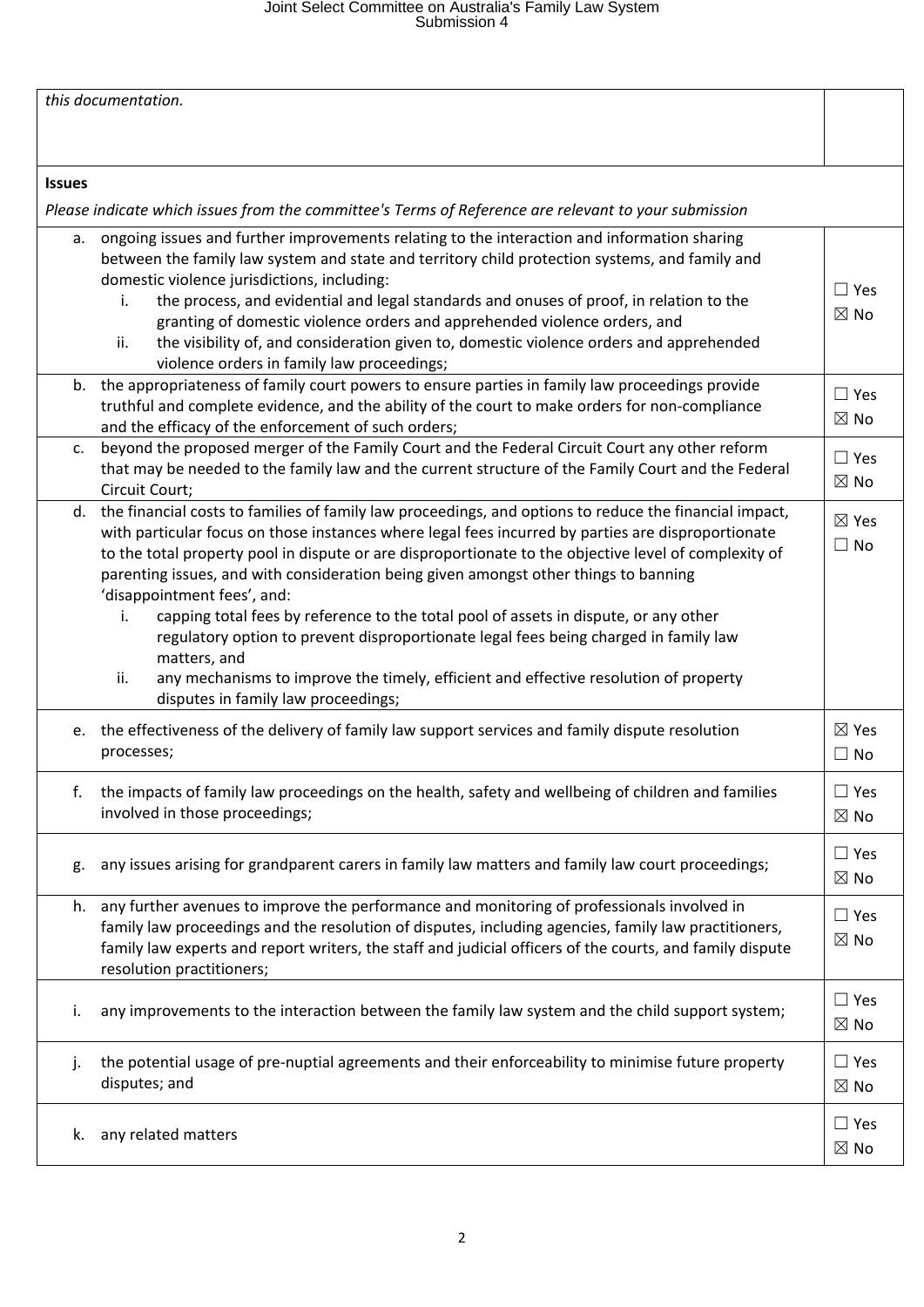| *this documentation.* | |
|---|---|
| **Issues**<br>*Please indicate which issues from the committee's Terms of Reference are relevant to your submission* | |
| a. ongoing issues and further improvements relating to the interaction and information sharing between the family law system and state and territory child protection systems, and family and domestic violence jurisdictions, including:<br>i. the process, and evidential and legal standards and onuses of proof, in relation to the granting of domestic violence orders and apprehended violence orders, and<br>ii. the visibility of, and consideration given to, domestic violence orders and apprehended violence orders in family law proceedings; | ☐ Yes<br>☒ No |
| b. the appropriateness of family court powers to ensure parties in family law proceedings provide truthful and complete evidence, and the ability of the court to make orders for non-compliance and the efficacy of the enforcement of such orders; | ☐ Yes<br>☒ No |
| c. beyond the proposed merger of the Family Court and the Federal Circuit Court any other reform that may be needed to the family law and the current structure of the Family Court and the Federal Circuit Court; | ☐ Yes<br>☒ No |
| d. the financial costs to families of family law proceedings, and options to reduce the financial impact, with particular focus on those instances where legal fees incurred by parties are disproportionate to the total property pool in dispute or are disproportionate to the objective level of complexity of parenting issues, and with consideration being given amongst other things to banning 'disappointment fees', and:<br>i. capping total fees by reference to the total pool of assets in dispute, or any other regulatory option to prevent disproportionate legal fees being charged in family law matters, and<br>ii. any mechanisms to improve the timely, efficient and effective resolution of property disputes in family law proceedings; | ☒ Yes<br>☐ No |
| e. the effectiveness of the delivery of family law support services and family dispute resolution processes; | ☒ Yes<br>☐ No |
| f. the impacts of family law proceedings on the health, safety and wellbeing of children and families involved in those proceedings; | ☐ Yes<br>☒ No |
| g. any issues arising for grandparent carers in family law matters and family law court proceedings; | ☐ Yes<br>☒ No |
| h. any further avenues to improve the performance and monitoring of professionals involved in family law proceedings and the resolution of disputes, including agencies, family law practitioners, family law experts and report writers, the staff and judicial officers of the courts, and family dispute resolution practitioners; | ☐ Yes<br>☒ No |
| i. any improvements to the interaction between the family law system and the child support system; | ☐ Yes<br>☒ No |
| j. the potential usage of pre-nuptial agreements and their enforceability to minimise future property disputes; and | ☐ Yes<br>☒ No |
| k. any related matters | ☐ Yes<br>☒ No |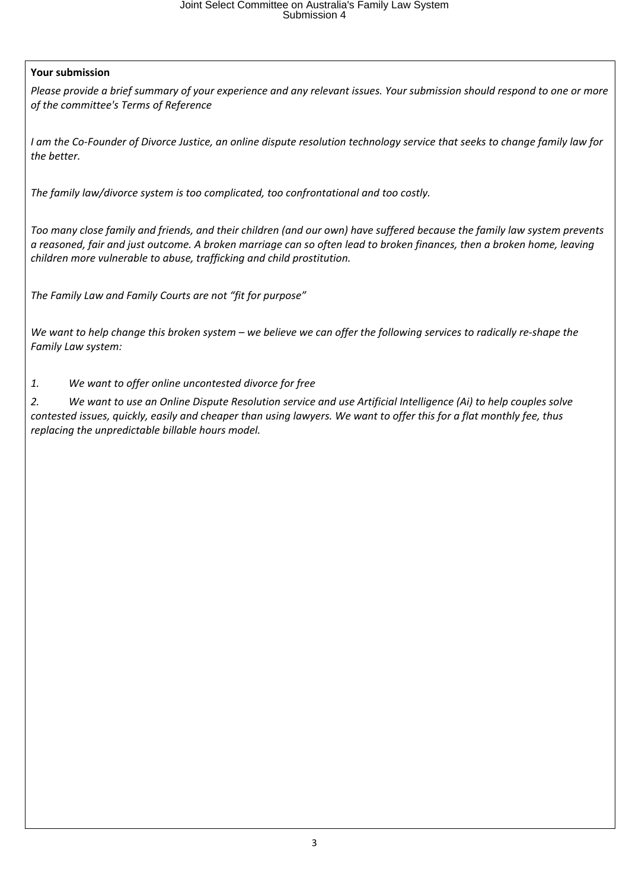**Your submission**

*Please provide a brief summary of your experience and any relevant issues. Your submission should respond to one or more of the committee's Terms of Reference*

*I am the Co-Founder of Divorce Justice, an online dispute resolution technology service that seeks to change family law for the better.*

*The family law/divorce system is too complicated, too confrontational and too costly.*

*Too many close family and friends, and their children (and our own) have suffered because the family law system prevents a reasoned, fair and just outcome. A broken marriage can so often lead to broken finances, then a broken home, leaving children more vulnerable to abuse, trafficking and child prostitution.*

*The Family Law and Family Courts are not "fit for purpose"*

*We want to help change this broken system – we believe we can offer the following services to radically re-shape the Family Law system:*

1. *We want to offer online uncontested divorce for free*
2. *We want to use an Online Dispute Resolution service and use Artificial Intelligence (Ai) to help couples solve contested issues, quickly, easily and cheaper than using lawyers. We want to offer this for a flat monthly fee, thus replacing the unpredictable billable hours model.*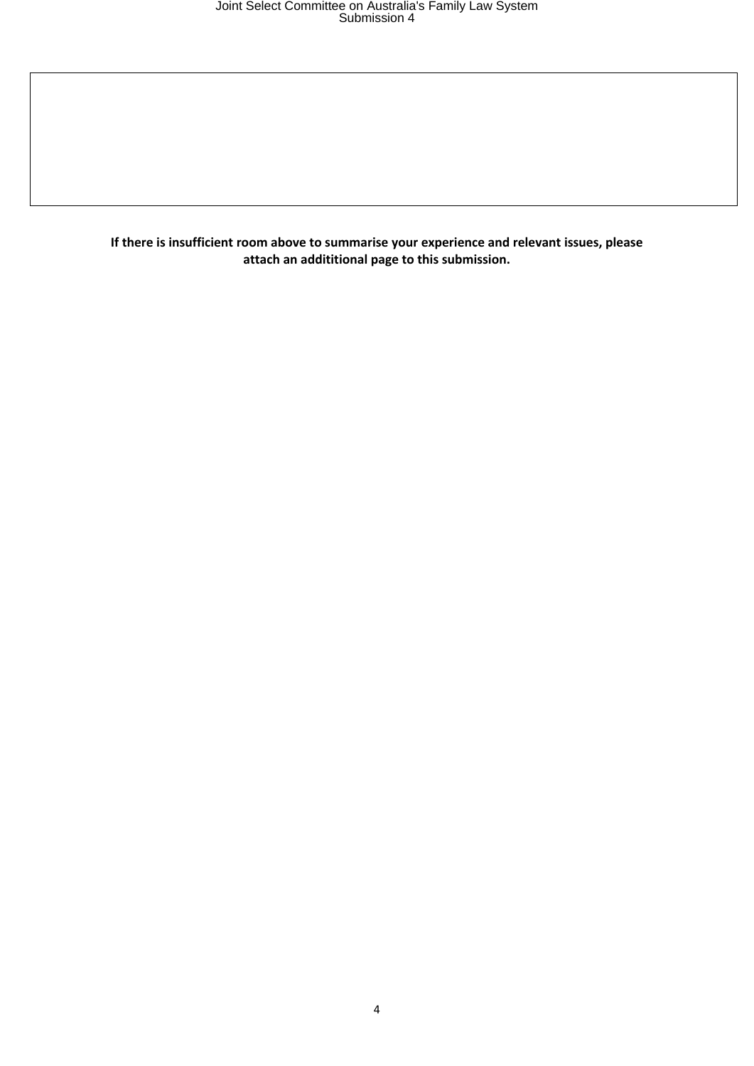**If there is insufficient room above to summarise your experience and relevant issues, please attach an addititional page to this submission.**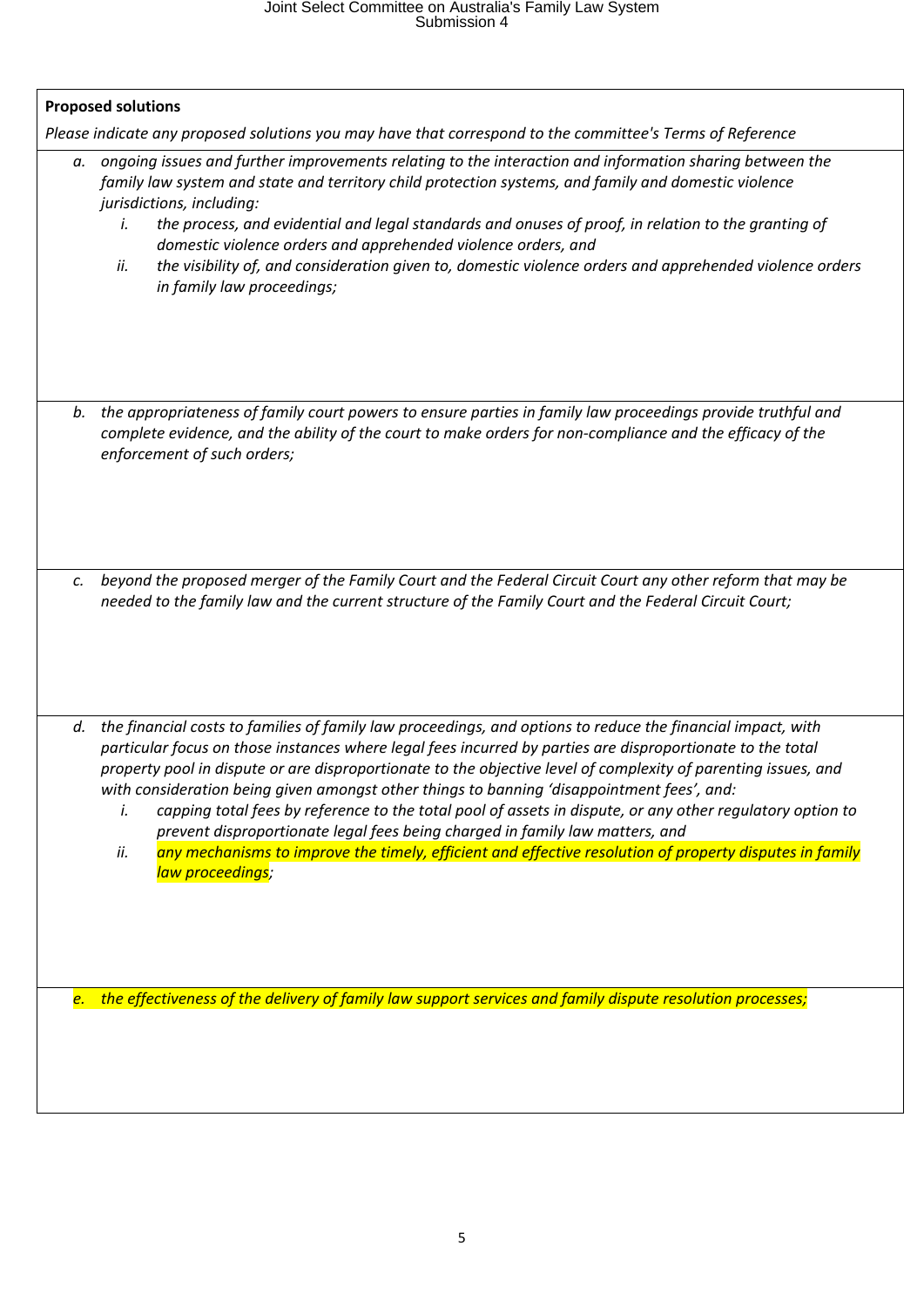**Proposed solutions**

*Please indicate any proposed solutions you may have that correspond to the committee's Terms of Reference*

*a. ongoing issues and further improvements relating to the interaction and information sharing between the family law system and state and territory child protection systems, and family and domestic violence jurisdictions, including:*

*i. the process, and evidential and legal standards and onuses of proof, in relation to the granting of domestic violence orders and apprehended violence orders, and*

*ii. the visibility of, and consideration given to, domestic violence orders and apprehended violence orders in family law proceedings;*

*b. the appropriateness of family court powers to ensure parties in family law proceedings provide truthful and complete evidence, and the ability of the court to make orders for non-compliance and the efficacy of the enforcement of such orders;*

*c. beyond the proposed merger of the Family Court and the Federal Circuit Court any other reform that may be needed to the family law and the current structure of the Family Court and the Federal Circuit Court;*

*d. the financial costs to families of family law proceedings, and options to reduce the financial impact, with particular focus on those instances where legal fees incurred by parties are disproportionate to the total property pool in dispute or are disproportionate to the objective level of complexity of parenting issues, and with consideration being given amongst other things to banning 'disappointment fees', and:*

*i. capping total fees by reference to the total pool of assets in dispute, or any other regulatory option to prevent disproportionate legal fees being charged in family law matters, and*

*ii. any mechanisms to improve the timely, efficient and effective resolution of property disputes in family law proceedings;*

*e. the effectiveness of the delivery of family law support services and family dispute resolution processes;*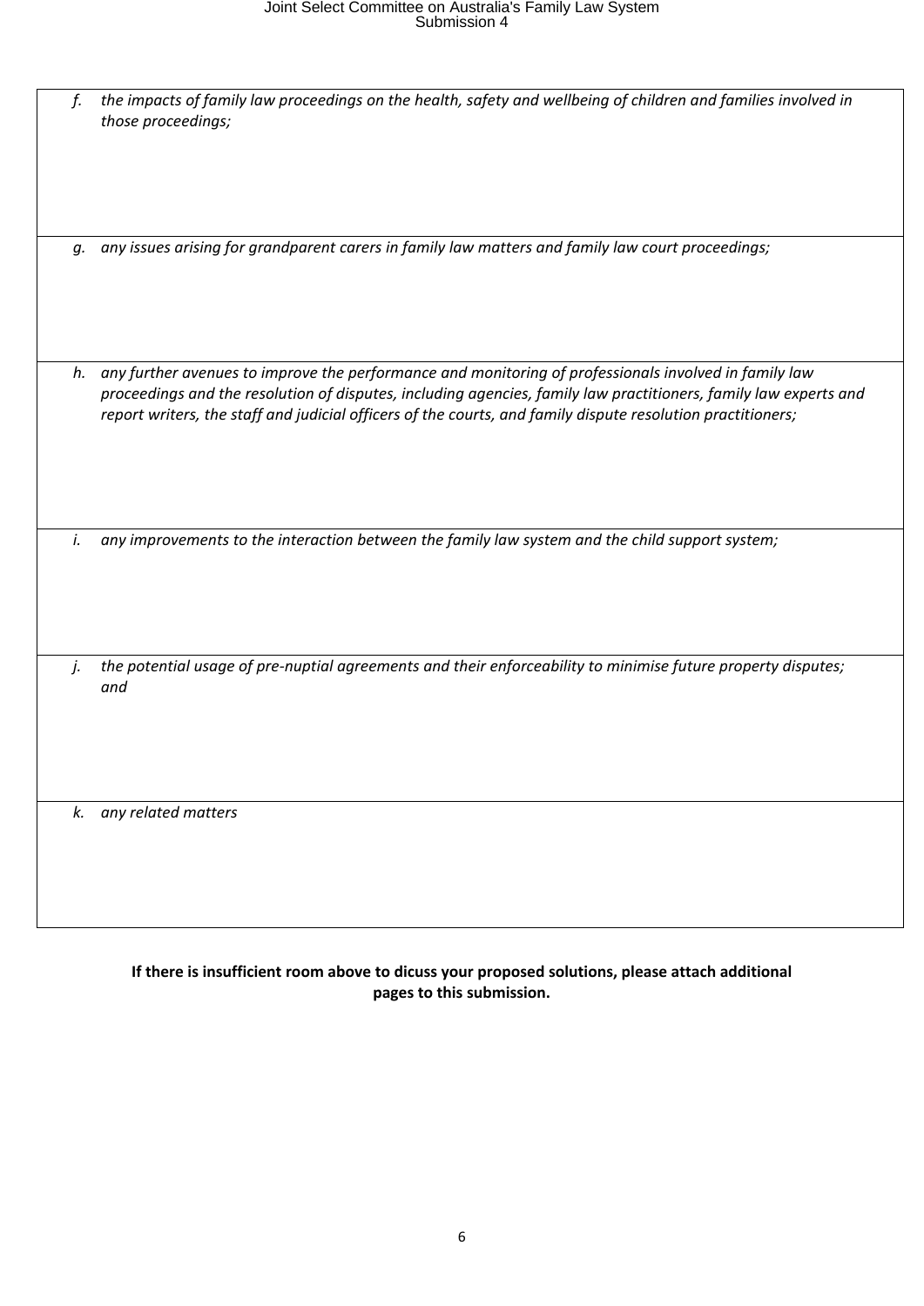| |
|---|
| *f. the impacts of family law proceedings on the health, safety and wellbeing of children and families involved in those proceedings;* |
| *g. any issues arising for grandparent carers in family law matters and family law court proceedings;* |
| *h. any further avenues to improve the performance and monitoring of professionals involved in family law proceedings and the resolution of disputes, including agencies, family law practitioners, family law experts and report writers, the staff and judicial officers of the courts, and family dispute resolution practitioners;* |
| *i. any improvements to the interaction between the family law system and the child support system;* |
| *j. the potential usage of pre-nuptial agreements and their enforceability to minimise future property disputes; and* |
| *k. any related matters* |

**If there is insufficient room above to dicuss your proposed solutions, please attach additional pages to this submission.**